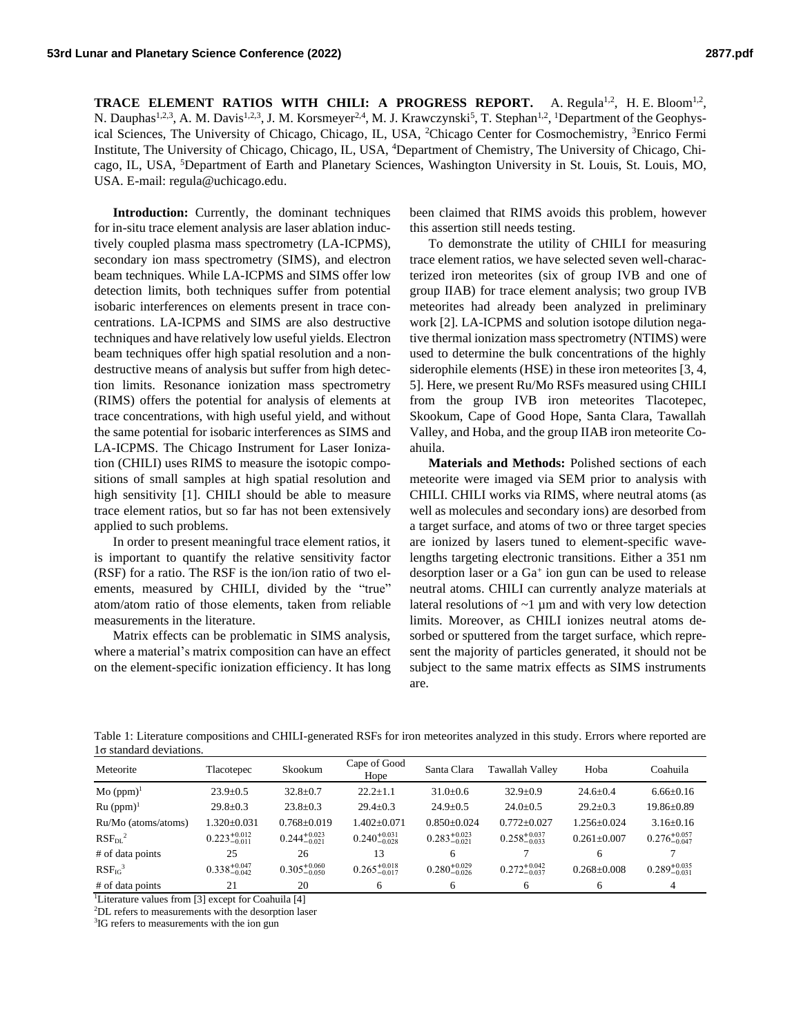**TRACE ELEMENT RATIOS WITH CHILI: A PROGRESS REPORT.** A. Regula[1,2], H. E. Bloom[1,2], N. Dauphas[1,2,3], A. M. Davis[1,2,3], J. M. Korsmeyer[2,4], M. J. Krawczynski[5], T. Stephan[1,2], [1]Department of the Geophysical Sciences, The University of Chicago, Chicago, IL, USA, [2]Chicago Center for Cosmochemistry, [3]Enrico Fermi Institute, The University of Chicago, Chicago, IL, USA, [4]Department of Chemistry, The University of Chicago, Chicago, IL, USA, [5]Department of Earth and Planetary Sciences, Washington University in St. Louis, St. Louis, MO, USA. E-mail: regula@uchicago.edu.

**Introduction:** Currently, the dominant techniques for in-situ trace element analysis are laser ablation inductively coupled plasma mass spectrometry (LA-ICPMS), secondary ion mass spectrometry (SIMS), and electron beam techniques. While LA-ICPMS and SIMS offer low detection limits, both techniques suffer from potential isobaric interferences on elements present in trace concentrations. LA-ICPMS and SIMS are also destructive techniques and have relatively low useful yields. Electron beam techniques offer high spatial resolution and a non-destructive means of analysis but suffer from high detection limits. Resonance ionization mass spectrometry (RIMS) offers the potential for analysis of elements at trace concentrations, with high useful yield, and without the same potential for isobaric interferences as SIMS and LA-ICPMS. The Chicago Instrument for Laser Ionization (CHILI) uses RIMS to measure the isotopic compositions of small samples at high spatial resolution and high sensitivity [1]. CHILI should be able to measure trace element ratios, but so far has not been extensively applied to such problems.

In order to present meaningful trace element ratios, it is important to quantify the relative sensitivity factor (RSF) for a ratio. The RSF is the ion/ion ratio of two elements, measured by CHILI, divided by the "true" atom/atom ratio of those elements, taken from reliable measurements in the literature.

Matrix effects can be problematic in SIMS analysis, where a material's matrix composition can have an effect on the element-specific ionization efficiency. It has long been claimed that RIMS avoids this problem, however this assertion still needs testing.

To demonstrate the utility of CHILI for measuring trace element ratios, we have selected seven well-characterized iron meteorites (six of group IVB and one of group IIAB) for trace element analysis; two group IVB meteorites had already been analyzed in preliminary work [2]. LA-ICPMS and solution isotope dilution negative thermal ionization mass spectrometry (NTIMS) were used to determine the bulk concentrations of the highly siderophile elements (HSE) in these iron meteorites [3, 4, 5]. Here, we present Ru/Mo RSFs measured using CHILI from the group IVB iron meteorites Tlacotepec, Skookum, Cape of Good Hope, Santa Clara, Tawallah Valley, and Hoba, and the group IIAB iron meteorite Coahuila.

**Materials and Methods:** Polished sections of each meteorite were imaged via SEM prior to analysis with CHILI. CHILI works via RIMS, where neutral atoms (as well as molecules and secondary ions) are desorbed from a target surface, and atoms of two or three target species are ionized by lasers tuned to element-specific wavelengths targeting electronic transitions. Either a 351 nm desorption laser or a $Ga^+$ ion gun can be used to release neutral atoms. CHILI can currently analyze materials at lateral resolutions of ~1 µm and with very low detection limits. Moreover, as CHILI ionizes neutral atoms desorbed or sputtered from the target surface, which represent the majority of particles generated, it should not be subject to the same matrix effects as SIMS instruments are.

Table 1: Literature compositions and CHILI-generated RSFs for iron meteorites analyzed in this study. Errors where reported are 1σ standard deviations.

| Meteorite | Tlacotepec | Skookum | Cape of Good Hope | Santa Clara | Tawallah Valley | Hoba | Coahuila |
|---|---|---|---|---|---|---|---|
| Mo (ppm)[1] | 23.9±0.5 | 32.8±0.7 | 22.2±1.1 | 31.0±0.6 | 32.9±0.9 | 24.6±0.4 | 6.66±0.16 |
| Ru (ppm)[1] | 29.8±0.3 | 23.8±0.3 | 29.4±0.3 | 24.9±0.5 | 24.0±0.5 | 29.2±0.3 | 19.86±0.89 |
| Ru/Mo (atoms/atoms) | 1.320±0.031 | 0.768±0.019 | 1.402±0.071 | 0.850±0.024 | 0.772±0.027 | 1.256±0.024 | 3.16±0.16 |
| $RSF_{DL}$[2] | $0.223^{+0.012}_{-0.011}$ | $0.244^{+0.023}_{-0.021}$ | $0.240^{+0.031}_{-0.028}$ | $0.283^{+0.023}_{-0.021}$ | $0.258^{+0.037}_{-0.033}$ | 0.261±0.007 | $0.276^{+0.057}_{-0.047}$ |
| # of data points | 25 | 26 | 13 | 6 | 7 | 6 | 7 |
| $RSF_{IG}$[3] | $0.338^{+0.047}_{-0.042}$ | $0.305^{+0.060}_{-0.050}$ | $0.265^{+0.018}_{-0.017}$ | $0.280^{+0.029}_{-0.026}$ | $0.272^{+0.042}_{-0.037}$ | 0.268±0.008 | $0.289^{+0.035}_{-0.031}$ |
| # of data points | 21 | 20 | 6 | 6 | 6 | 6 | 4 |

[1]Literature values from [3] except for Coahuila [4]

[2]DL refers to measurements with the desorption laser

[3]IG refers to measurements with the ion gun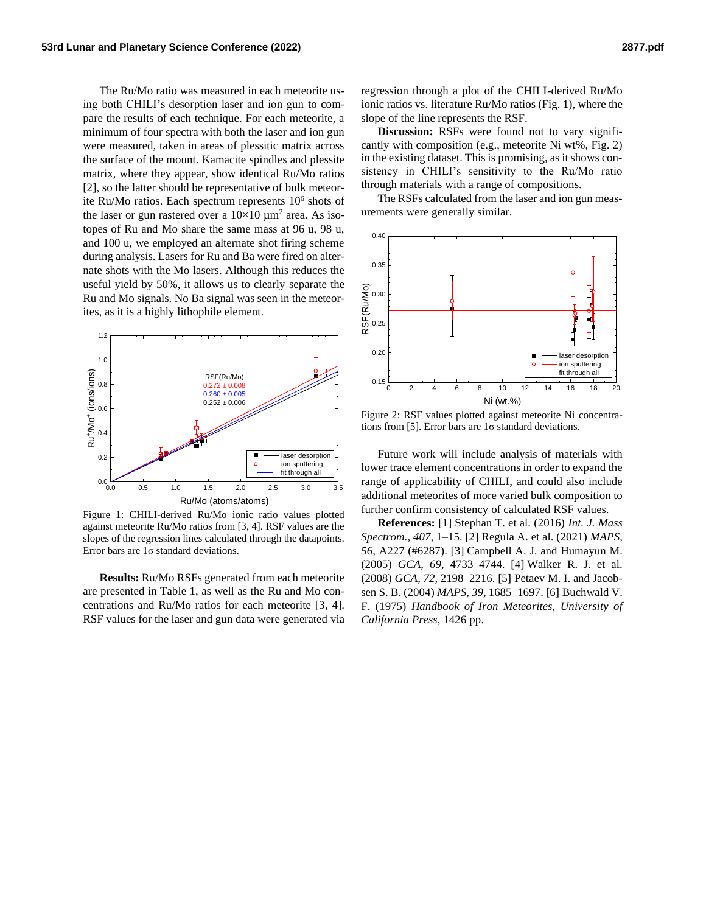The Ru/Mo ratio was measured in each meteorite using both CHILI's desorption laser and ion gun to compare the results of each technique. For each meteorite, a minimum of four spectra with both the laser and ion gun were measured, taken in areas of plessitic matrix across the surface of the mount. Kamacite spindles and plessite matrix, where they appear, show identical Ru/Mo ratios [2], so the latter should be representative of bulk meteorite Ru/Mo ratios. Each spectrum represents $10^6$ shots of the laser or gun rastered over a $10 \times 10\ \mu m^2$ area. As isotopes of Ru and Mo share the same mass at 96 u, 98 u, and 100 u, we employed an alternate shot firing scheme during analysis. Lasers for Ru and Ba were fired on alternate shots with the Mo lasers. Although this reduces the useful yield by 50%, it allows us to clearly separate the Ru and Mo signals. No Ba signal was seen in the meteorites, as it is a highly lithophile element.

RSF(Ru/Mo)
0.272 ± 0.008
0.260 ± 0.005
0.252 ± 0.006

laser desorption
ion sputtering
fit through all

$Ru^+/Mo^+$ (ions/ions)

Ru/Mo (atoms/atoms)

Figure 1: CHILI-derived Ru/Mo ionic ratio values plotted against meteorite Ru/Mo ratios from [3, 4]. RSF values are the slopes of the regression lines calculated through the datapoints. Error bars are 1σ standard deviations.

**Results:** Ru/Mo RSFs generated from each meteorite are presented in Table 1, as well as the Ru and Mo concentrations and Ru/Mo ratios for each meteorite [3, 4]. RSF values for the laser and gun data were generated via regression through a plot of the CHILI-derived Ru/Mo ionic ratios vs. literature Ru/Mo ratios (Fig. 1), where the slope of the line represents the RSF.

**Discussion:** RSFs were found not to vary significantly with composition (e.g., meteorite Ni wt%, Fig. 2) in the existing dataset. This is promising, as it shows consistency in CHILI's sensitivity to the Ru/Mo ratio through materials with a range of compositions.

The RSFs calculated from the laser and ion gun measurements were generally similar.

RSF(Ru/Mo)

Ni (wt.%)

laser desorption
ion sputtering
fit through all

Figure 2: RSF values plotted against meteorite Ni concentrations from [5]. Error bars are 1σ standard deviations.

Future work will include analysis of materials with lower trace element concentrations in order to expand the range of applicability of CHILI, and could also include additional meteorites of more varied bulk composition to further confirm consistency of calculated RSF values.

**References:** [1] Stephan T. et al. (2016) *Int. J. Mass Spectrom., 407,* 1–15. [2] Regula A. et al. (2021) *MAPS, 56,* A227 (#6287). [3] Campbell A. J. and Humayun M. (2005) *GCA, 69,* 4733–4744. [4] Walker R. J. et al. (2008) *GCA, 72,* 2198–2216. [5] Petaev M. I. and Jacobsen S. B. (2004) *MAPS, 39,* 1685–1697. [6] Buchwald V. F. (1975) *Handbook of Iron Meteorites, University of California Press,* 1426 pp.